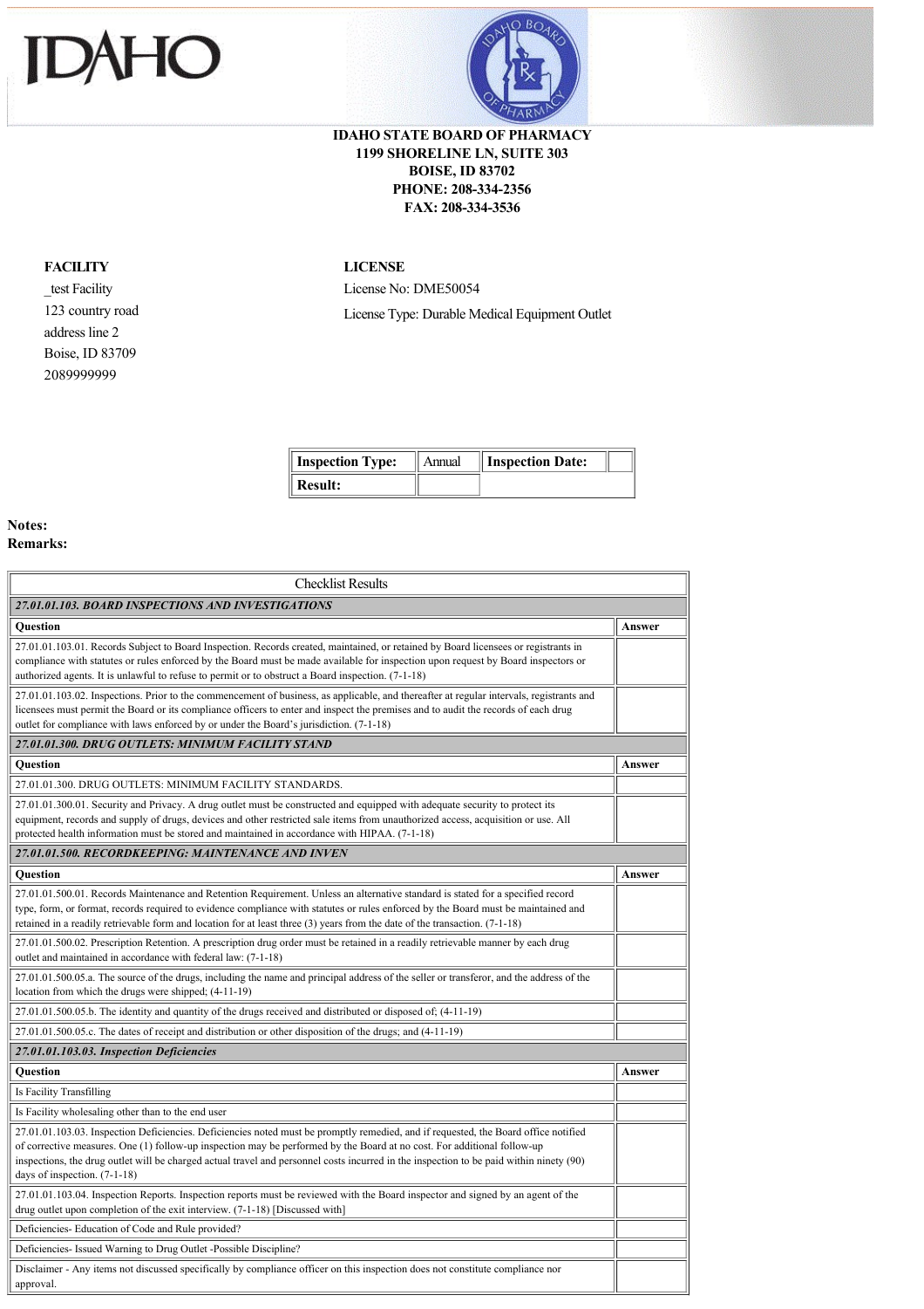IDAHO

**IDAHO STATE BOARD OF PHARMACY**
**1199 SHORELINE LN, SUITE 303**
**BOISE, ID 83702**
**PHONE: 208-334-2356**
**FAX: 208-334-3536**

**FACILITY**

_test Facility
123 country road
address line 2
Boise, ID 83709
2089999999

**LICENSE**

License No: DME50054

License Type: Durable Medical Equipment Outlet

| **Inspection Type:** | Annual | **Inspection Date:** | |
|---|---|---|---|
| **Result:** | | | |

**Notes:**
**Remarks:**

| Checklist Results | |
|---|---|
| ***27.01.01.103. BOARD INSPECTIONS AND INVESTIGATIONS*** | |
| **Question** | **Answer** |
| 27.01.01.103.01. Records Subject to Board Inspection. Records created, maintained, or retained by Board licensees or registrants in compliance with statutes or rules enforced by the Board must be made available for inspection upon request by Board inspectors or authorized agents. It is unlawful to refuse to permit or to obstruct a Board inspection. (7-1-18) | |
| 27.01.01.103.02. Inspections. Prior to the commencement of business, as applicable, and thereafter at regular intervals, registrants and licensees must permit the Board or its compliance officers to enter and inspect the premises and to audit the records of each drug outlet for compliance with laws enforced by or under the Board's jurisdiction. (7-1-18) | |
| ***27.01.01.300. DRUG OUTLETS: MINIMUM FACILITY STAND*** | |
| **Question** | **Answer** |
| 27.01.01.300. DRUG OUTLETS: MINIMUM FACILITY STANDARDS. | |
| 27.01.01.300.01. Security and Privacy. A drug outlet must be constructed and equipped with adequate security to protect its equipment, records and supply of drugs, devices and other restricted sale items from unauthorized access, acquisition or use. All protected health information must be stored and maintained in accordance with HIPAA. (7-1-18) | |
| ***27.01.01.500. RECORDKEEPING: MAINTENANCE AND INVEN*** | |
| **Question** | **Answer** |
| 27.01.01.500.01. Records Maintenance and Retention Requirement. Unless an alternative standard is stated for a specified record type, form, or format, records required to evidence compliance with statutes or rules enforced by the Board must be maintained and retained in a readily retrievable form and location for at least three (3) years from the date of the transaction. (7-1-18) | |
| 27.01.01.500.02. Prescription Retention. A prescription drug order must be retained in a readily retrievable manner by each drug outlet and maintained in accordance with federal law: (7-1-18) | |
| 27.01.01.500.05.a. The source of the drugs, including the name and principal address of the seller or transferor, and the address of the location from which the drugs were shipped; (4-11-19) | |
| 27.01.01.500.05.b. The identity and quantity of the drugs received and distributed or disposed of; (4-11-19) | |
| 27.01.01.500.05.c. The dates of receipt and distribution or other disposition of the drugs; and (4-11-19) | |
| ***27.01.01.103.03. Inspection Deficiencies*** | |
| **Question** | **Answer** |
| Is Facility Transfilling | |
| Is Facility wholesaling other than to the end user | |
| 27.01.01.103.03. Inspection Deficiencies. Deficiencies noted must be promptly remedied, and if requested, the Board office notified of corrective measures. One (1) follow-up inspection may be performed by the Board at no cost. For additional follow-up inspections, the drug outlet will be charged actual travel and personnel costs incurred in the inspection to be paid within ninety (90) days of inspection. (7-1-18) | |
| 27.01.01.103.04. Inspection Reports. Inspection reports must be reviewed with the Board inspector and signed by an agent of the drug outlet upon completion of the exit interview. (7-1-18) [Discussed with] | |
| Deficiencies- Education of Code and Rule provided? | |
| Deficiencies- Issued Warning to Drug Outlet -Possible Discipline? | |
| Disclaimer - Any items not discussed specifically by compliance officer on this inspection does not constitute compliance nor approval. | |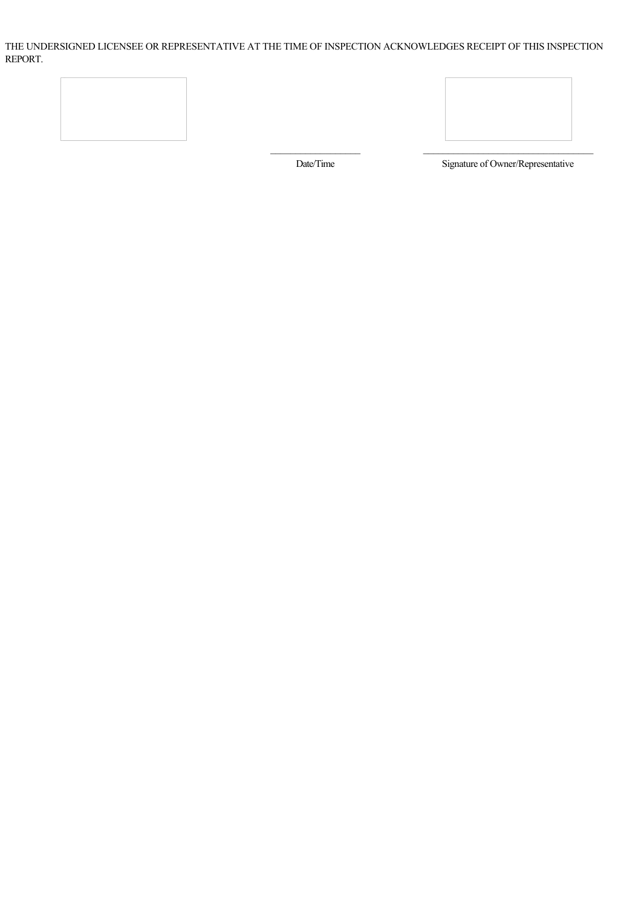THE UNDERSIGNED LICENSEE OR REPRESENTATIVE AT THE TIME OF INSPECTION ACKNOWLEDGES RECEIPT OF THIS INSPECTION REPORT.

Date/Time

Signature of Owner/Representative